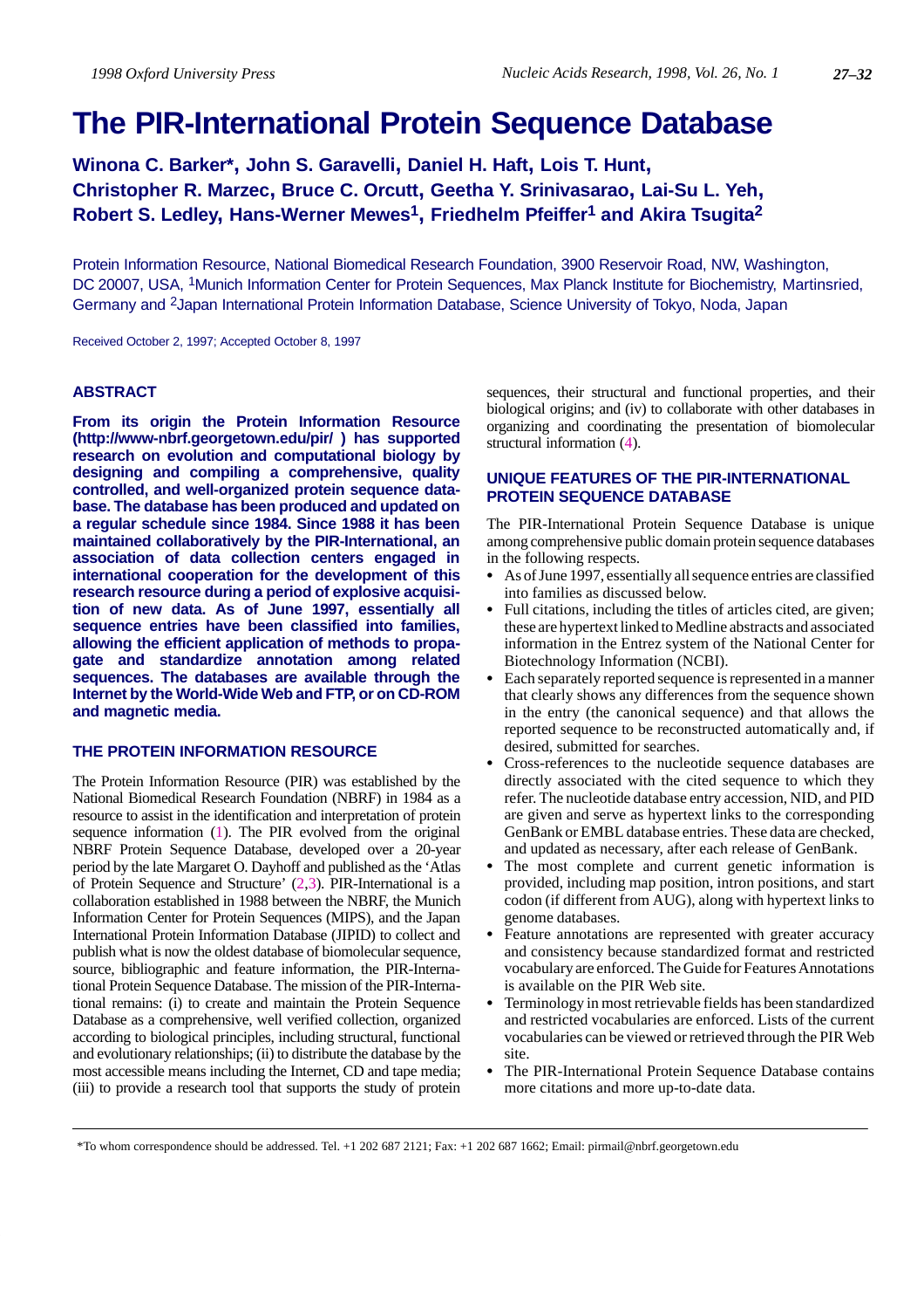# The PIR-International Protein Sequence Database

**Winona C. Barker\*, John S. Garavelli, Daniel H. Haft, Lois T. Hunt, Christopher R. Marzec, Bruce C. Orcutt, Geetha Y. Srinivasarao, Lai-Su L. Yeh, Robert S. Ledley, Hans-Werner Mewes[1], Friedhelm Pfeiffer[1] and Akira Tsugita[2]**

Protein Information Resource, National Biomedical Research Foundation, 3900 Reservoir Road, NW, Washington, DC 20007, USA, [1]Munich Information Center for Protein Sequences, Max Planck Institute for Biochemistry, Martinsried, Germany and [2]Japan International Protein Information Database, Science University of Tokyo, Noda, Japan

Received October 2, 1997; Accepted October 8, 1997

## ABSTRACT

**From its origin the Protein Information Resource (http://www-nbrf.georgetown.edu/pir/ ) has supported research on evolution and computational biology by designing and compiling a comprehensive, quality controlled, and well-organized protein sequence database. The database has been produced and updated on a regular schedule since 1984. Since 1988 it has been maintained collaboratively by the PIR-International, an association of data collection centers engaged in international cooperation for the development of this research resource during a period of explosive acquisition of new data. As of June 1997, essentially all sequence entries have been classified into families, allowing the efficient application of methods to propagate and standardize annotation among related sequences. The databases are available through the Internet by the World-Wide Web and FTP, or on CD-ROM and magnetic media.**

## THE PROTEIN INFORMATION RESOURCE

The Protein Information Resource (PIR) was established by the National Biomedical Research Foundation (NBRF) in 1984 as a resource to assist in the identification and interpretation of protein sequence information (1). The PIR evolved from the original NBRF Protein Sequence Database, developed over a 20-year period by the late Margaret O. Dayhoff and published as the 'Atlas of Protein Sequence and Structure' (2,3). PIR-International is a collaboration established in 1988 between the NBRF, the Munich Information Center for Protein Sequences (MIPS), and the Japan International Protein Information Database (JIPID) to collect and publish what is now the oldest database of biomolecular sequence, source, bibliographic and feature information, the PIR-International Protein Sequence Database. The mission of the PIR-International remains: (i) to create and maintain the Protein Sequence Database as a comprehensive, well verified collection, organized according to biological principles, including structural, functional and evolutionary relationships; (ii) to distribute the database by the most accessible means including the Internet, CD and tape media; (iii) to provide a research tool that supports the study of protein sequences, their structural and functional properties, and their biological origins; and (iv) to collaborate with other databases in organizing and coordinating the presentation of biomolecular structural information (4).

## UNIQUE FEATURES OF THE PIR-INTERNATIONAL PROTEIN SEQUENCE DATABASE

The PIR-International Protein Sequence Database is unique among comprehensive public domain protein sequence databases in the following respects.

- As of June 1997, essentially all sequence entries are classified into families as discussed below.
- Full citations, including the titles of articles cited, are given; these are hypertext linked to Medline abstracts and associated information in the Entrez system of the National Center for Biotechnology Information (NCBI).
- Each separately reported sequence is represented in a manner that clearly shows any differences from the sequence shown in the entry (the canonical sequence) and that allows the reported sequence to be reconstructed automatically and, if desired, submitted for searches.
- Cross-references to the nucleotide sequence databases are directly associated with the cited sequence to which they refer. The nucleotide database entry accession, NID, and PID are given and serve as hypertext links to the corresponding GenBank or EMBL database entries. These data are checked, and updated as necessary, after each release of GenBank.
- The most complete and current genetic information is provided, including map position, intron positions, and start codon (if different from AUG), along with hypertext links to genome databases.
- Feature annotations are represented with greater accuracy and consistency because standardized format and restricted vocabulary are enforced. The Guide for Features Annotations is available on the PIR Web site.
- Terminology in most retrievable fields has been standardized and restricted vocabularies are enforced. Lists of the current vocabularies can be viewed or retrieved through the PIR Web site.
- The PIR-International Protein Sequence Database contains more citations and more up-to-date data.

\*To whom correspondence should be addressed. Tel. +1 202 687 2121; Fax: +1 202 687 1662; Email: pirmail@nbrf.georgetown.edu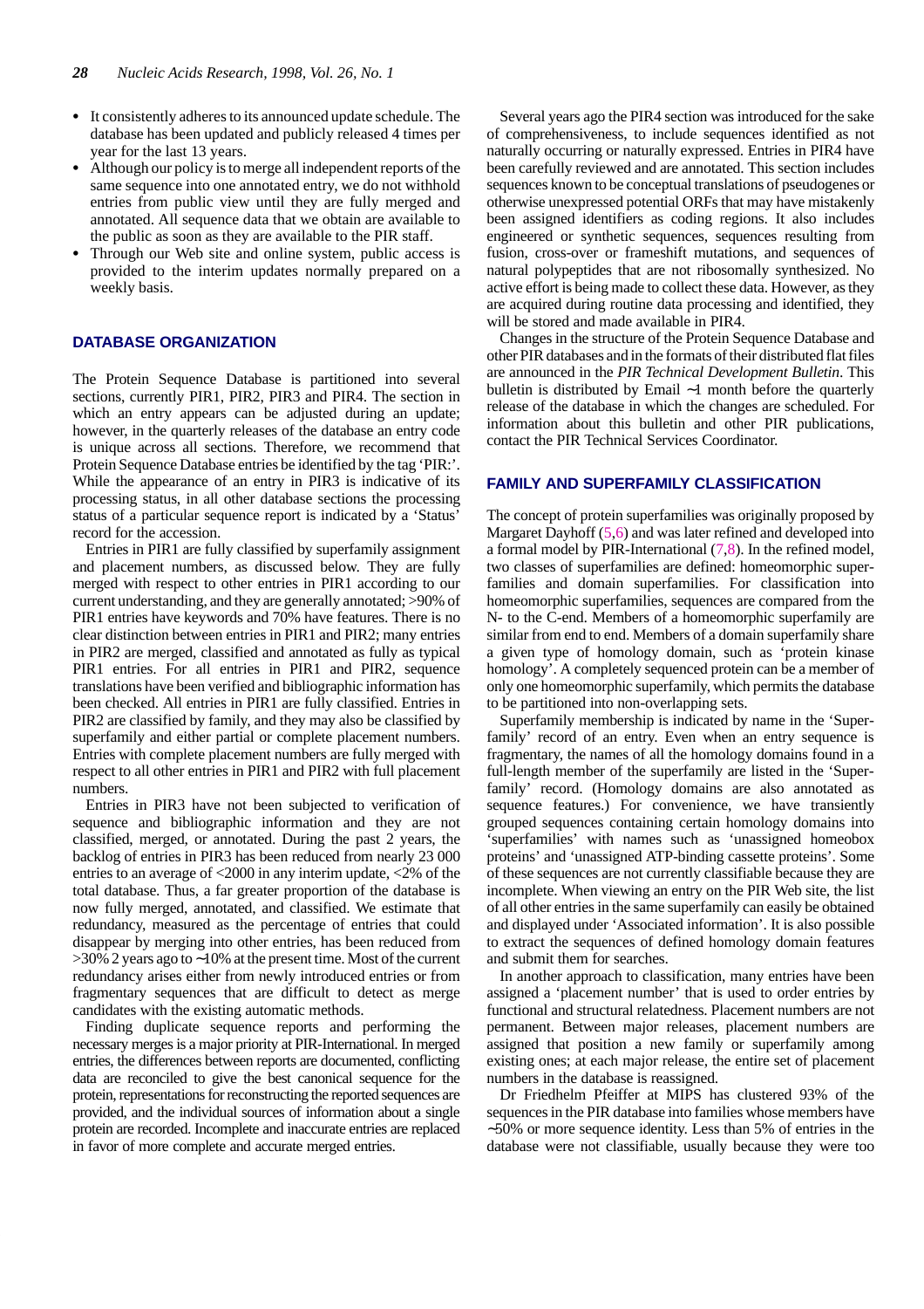- It consistently adheres to its announced update schedule. The database has been updated and publicly released 4 times per year for the last 13 years.
- Although our policy is to merge all independent reports of the same sequence into one annotated entry, we do not withhold entries from public view until they are fully merged and annotated. All sequence data that we obtain are available to the public as soon as they are available to the PIR staff.
- Through our Web site and online system, public access is provided to the interim updates normally prepared on a weekly basis.

## DATABASE ORGANIZATION

The Protein Sequence Database is partitioned into several sections, currently PIR1, PIR2, PIR3 and PIR4. The section in which an entry appears can be adjusted during an update; however, in the quarterly releases of the database an entry code is unique across all sections. Therefore, we recommend that Protein Sequence Database entries be identified by the tag 'PIR:'. While the appearance of an entry in PIR3 is indicative of its processing status, in all other database sections the processing status of a particular sequence report is indicated by a 'Status' record for the accession.

Entries in PIR1 are fully classified by superfamily assignment and placement numbers, as discussed below. They are fully merged with respect to other entries in PIR1 according to our current understanding, and they are generally annotated; >90% of PIR1 entries have keywords and 70% have features. There is no clear distinction between entries in PIR1 and PIR2; many entries in PIR2 are merged, classified and annotated as fully as typical PIR1 entries. For all entries in PIR1 and PIR2, sequence translations have been verified and bibliographic information has been checked. All entries in PIR1 are fully classified. Entries in PIR2 are classified by family, and they may also be classified by superfamily and either partial or complete placement numbers. Entries with complete placement numbers are fully merged with respect to all other entries in PIR1 and PIR2 with full placement numbers.

Entries in PIR3 have not been subjected to verification of sequence and bibliographic information and they are not classified, merged, or annotated. During the past 2 years, the backlog of entries in PIR3 has been reduced from nearly 23 000 entries to an average of <2000 in any interim update, <2% of the total database. Thus, a far greater proportion of the database is now fully merged, annotated, and classified. We estimate that redundancy, measured as the percentage of entries that could disappear by merging into other entries, has been reduced from >30% 2 years ago to ~10% at the present time. Most of the current redundancy arises either from newly introduced entries or from fragmentary sequences that are difficult to detect as merge candidates with the existing automatic methods.

Finding duplicate sequence reports and performing the necessary merges is a major priority at PIR-International. In merged entries, the differences between reports are documented, conflicting data are reconciled to give the best canonical sequence for the protein, representations for reconstructing the reported sequences are provided, and the individual sources of information about a single protein are recorded. Incomplete and inaccurate entries are replaced in favor of more complete and accurate merged entries.

Several years ago the PIR4 section was introduced for the sake of comprehensiveness, to include sequences identified as not naturally occurring or naturally expressed. Entries in PIR4 have been carefully reviewed and are annotated. This section includes sequences known to be conceptual translations of pseudogenes or otherwise unexpressed potential ORFs that may have mistakenly been assigned identifiers as coding regions. It also includes engineered or synthetic sequences, sequences resulting from fusion, cross-over or frameshift mutations, and sequences of natural polypeptides that are not ribosomally synthesized. No active effort is being made to collect these data. However, as they are acquired during routine data processing and identified, they will be stored and made available in PIR4.

Changes in the structure of the Protein Sequence Database and other PIR databases and in the formats of their distributed flat files are announced in the *PIR Technical Development Bulletin*. This bulletin is distributed by Email ~1 month before the quarterly release of the database in which the changes are scheduled. For information about this bulletin and other PIR publications, contact the PIR Technical Services Coordinator.

## FAMILY AND SUPERFAMILY CLASSIFICATION

The concept of protein superfamilies was originally proposed by Margaret Dayhoff (5,6) and was later refined and developed into a formal model by PIR-International (7,8). In the refined model, two classes of superfamilies are defined: homeomorphic superfamilies and domain superfamilies. For classification into homeomorphic superfamilies, sequences are compared from the N- to the C-end. Members of a homeomorphic superfamily are similar from end to end. Members of a domain superfamily share a given type of homology domain, such as 'protein kinase homology'. A completely sequenced protein can be a member of only one homeomorphic superfamily, which permits the database to be partitioned into non-overlapping sets.

Superfamily membership is indicated by name in the 'Superfamily' record of an entry. Even when an entry sequence is fragmentary, the names of all the homology domains found in a full-length member of the superfamily are listed in the 'Superfamily' record. (Homology domains are also annotated as sequence features.) For convenience, we have transiently grouped sequences containing certain homology domains into 'superfamilies' with names such as 'unassigned homeobox proteins' and 'unassigned ATP-binding cassette proteins'. Some of these sequences are not currently classifiable because they are incomplete. When viewing an entry on the PIR Web site, the list of all other entries in the same superfamily can easily be obtained and displayed under 'Associated information'. It is also possible to extract the sequences of defined homology domain features and submit them for searches.

In another approach to classification, many entries have been assigned a 'placement number' that is used to order entries by functional and structural relatedness. Placement numbers are not permanent. Between major releases, placement numbers are assigned that position a new family or superfamily among existing ones; at each major release, the entire set of placement numbers in the database is reassigned.

Dr Friedhelm Pfeiffer at MIPS has clustered 93% of the sequences in the PIR database into families whose members have ~50% or more sequence identity. Less than 5% of entries in the database were not classifiable, usually because they were too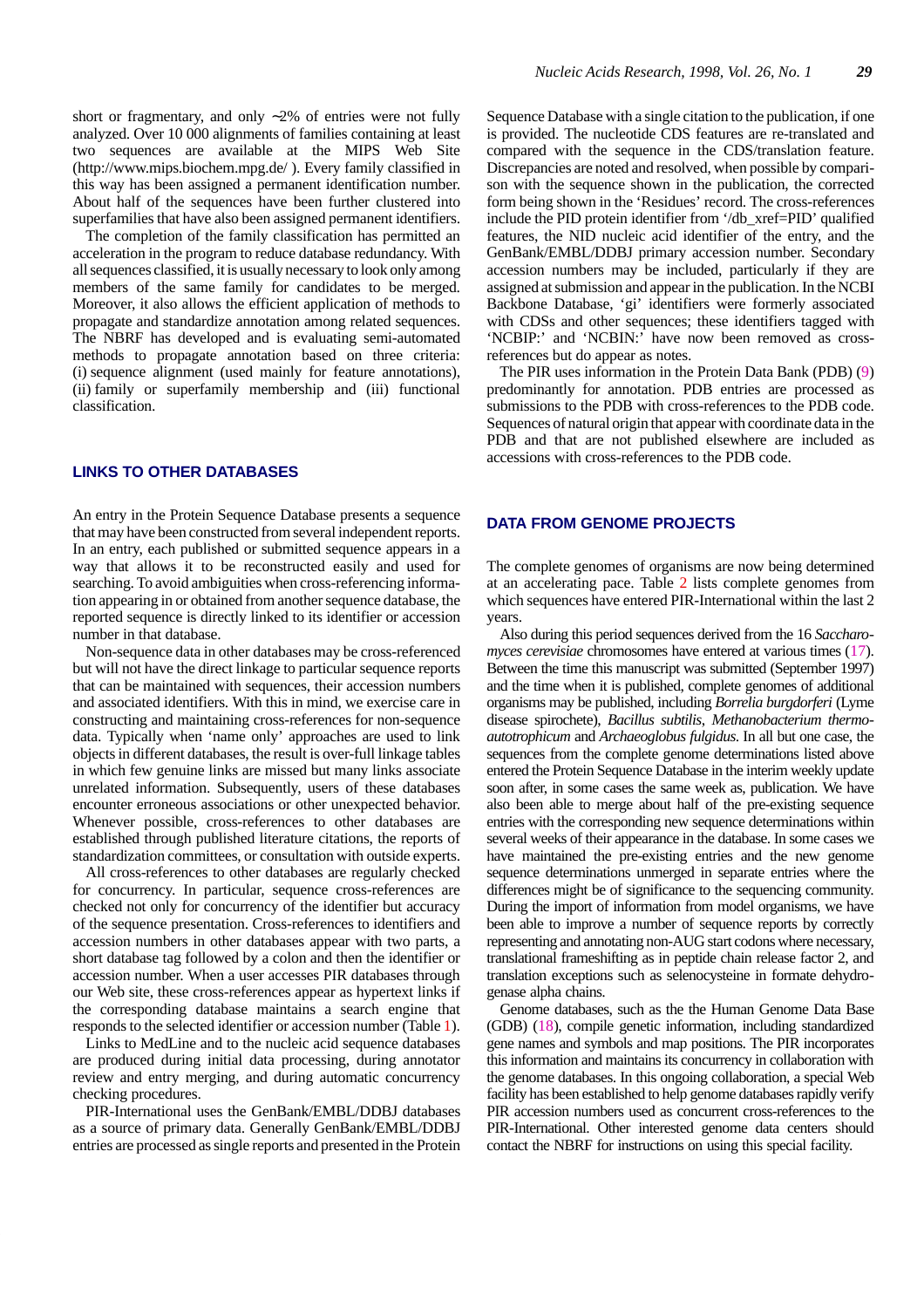short or fragmentary, and only ~2% of entries were not fully analyzed. Over 10 000 alignments of families containing at least two sequences are available at the MIPS Web Site (http://www.mips.biochem.mpg.de/ ). Every family classified in this way has been assigned a permanent identification number. About half of the sequences have been further clustered into superfamilies that have also been assigned permanent identifiers.

The completion of the family classification has permitted an acceleration in the program to reduce database redundancy. With all sequences classified, it is usually necessary to look only among members of the same family for candidates to be merged. Moreover, it also allows the efficient application of methods to propagate and standardize annotation among related sequences. The NBRF has developed and is evaluating semi-automated methods to propagate annotation based on three criteria: (i) sequence alignment (used mainly for feature annotations), (ii) family or superfamily membership and (iii) functional classification.

## LINKS TO OTHER DATABASES

An entry in the Protein Sequence Database presents a sequence that may have been constructed from several independent reports. In an entry, each published or submitted sequence appears in a way that allows it to be reconstructed easily and used for searching. To avoid ambiguities when cross-referencing information appearing in or obtained from another sequence database, the reported sequence is directly linked to its identifier or accession number in that database.

Non-sequence data in other databases may be cross-referenced but will not have the direct linkage to particular sequence reports that can be maintained with sequences, their accession numbers and associated identifiers. With this in mind, we exercise care in constructing and maintaining cross-references for non-sequence data. Typically when 'name only' approaches are used to link objects in different databases, the result is over-full linkage tables in which few genuine links are missed but many links associate unrelated information. Subsequently, users of these databases encounter erroneous associations or other unexpected behavior. Whenever possible, cross-references to other databases are established through published literature citations, the reports of standardization committees, or consultation with outside experts.

All cross-references to other databases are regularly checked for concurrency. In particular, sequence cross-references are checked not only for concurrency of the identifier but accuracy of the sequence presentation. Cross-references to identifiers and accession numbers in other databases appear with two parts, a short database tag followed by a colon and then the identifier or accession number. When a user accesses PIR databases through our Web site, these cross-references appear as hypertext links if the corresponding database maintains a search engine that responds to the selected identifier or accession number (Table 1).

Links to MedLine and to the nucleic acid sequence databases are produced during initial data processing, during annotator review and entry merging, and during automatic concurrency checking procedures.

PIR-International uses the GenBank/EMBL/DDBJ databases as a source of primary data. Generally GenBank/EMBL/DDBJ entries are processed as single reports and presented in the Protein Sequence Database with a single citation to the publication, if one is provided. The nucleotide CDS features are re-translated and compared with the sequence in the CDS/translation feature. Discrepancies are noted and resolved, when possible by comparison with the sequence shown in the publication, the corrected form being shown in the 'Residues' record. The cross-references include the PID protein identifier from '/db_xref=PID' qualified features, the NID nucleic acid identifier of the entry, and the GenBank/EMBL/DDBJ primary accession number. Secondary accession numbers may be included, particularly if they are assigned at submission and appear in the publication. In the NCBI Backbone Database, 'gi' identifiers were formerly associated with CDSs and other sequences; these identifiers tagged with 'NCBIP:' and 'NCBIN:' have now been removed as cross-references but do appear as notes.

The PIR uses information in the Protein Data Bank (PDB) (9) predominantly for annotation. PDB entries are processed as submissions to the PDB with cross-references to the PDB code. Sequences of natural origin that appear with coordinate data in the PDB and that are not published elsewhere are included as accessions with cross-references to the PDB code.

## DATA FROM GENOME PROJECTS

The complete genomes of organisms are now being determined at an accelerating pace. Table 2 lists complete genomes from which sequences have entered PIR-International within the last 2 years.

Also during this period sequences derived from the 16 *Saccharomyces cerevisiae* chromosomes have entered at various times (17). Between the time this manuscript was submitted (September 1997) and the time when it is published, complete genomes of additional organisms may be published, including *Borrelia burgdorferi* (Lyme disease spirochete), *Bacillus subtilis*, *Methanobacterium thermoautotrophicum* and *Archaeoglobus fulgidus*. In all but one case, the sequences from the complete genome determinations listed above entered the Protein Sequence Database in the interim weekly update soon after, in some cases the same week as, publication. We have also been able to merge about half of the pre-existing sequence entries with the corresponding new sequence determinations within several weeks of their appearance in the database. In some cases we have maintained the pre-existing entries and the new genome sequence determinations unmerged in separate entries where the differences might be of significance to the sequencing community. During the import of information from model organisms, we have been able to improve a number of sequence reports by correctly representing and annotating non-AUG start codons where necessary, translational frameshifting as in peptide chain release factor 2, and translation exceptions such as selenocysteine in formate dehydrogenase alpha chains.

Genome databases, such as the the Human Genome Data Base (GDB) (18), compile genetic information, including standardized gene names and symbols and map positions. The PIR incorporates this information and maintains its concurrency in collaboration with the genome databases. In this ongoing collaboration, a special Web facility has been established to help genome databases rapidly verify PIR accession numbers used as concurrent cross-references to the PIR-International. Other interested genome data centers should contact the NBRF for instructions on using this special facility.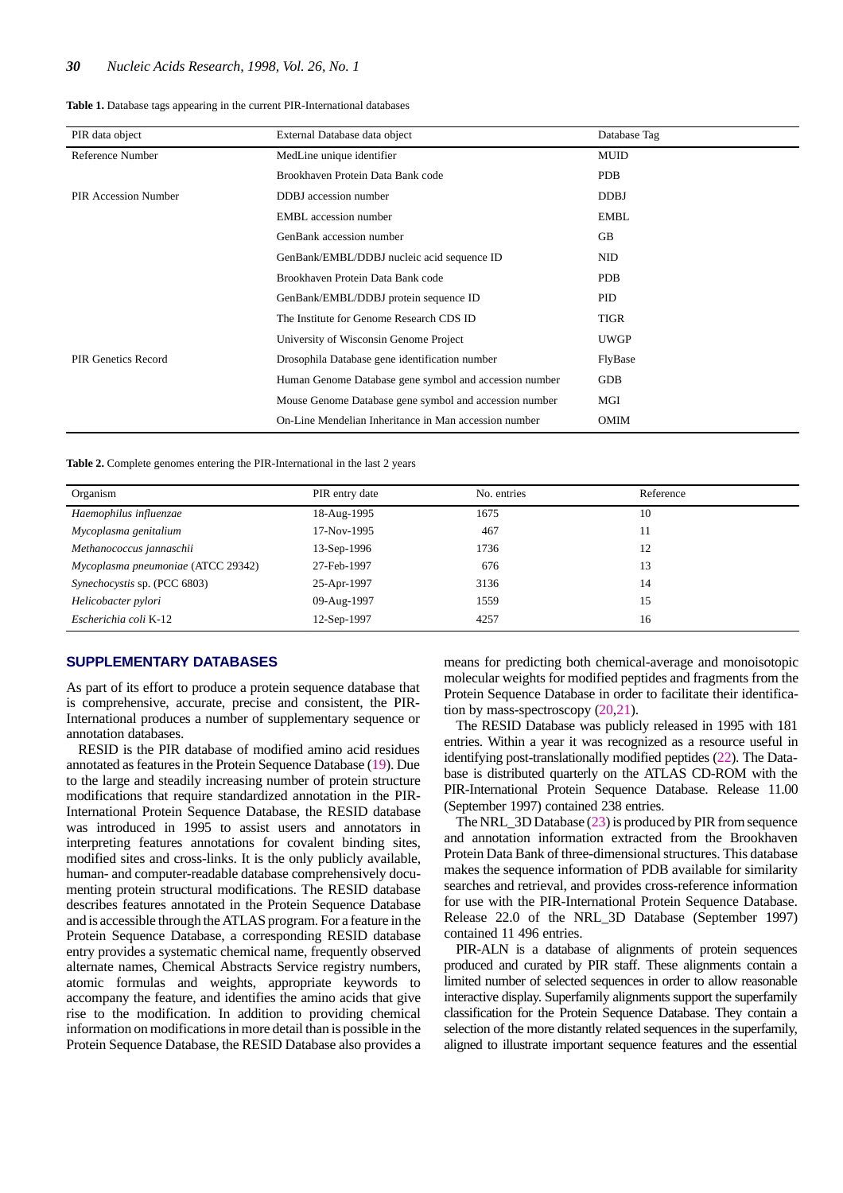**Table 1.** Database tags appearing in the current PIR-International databases

| PIR data object | External Database data object | Database Tag |
|---|---|---|
| Reference Number | MedLine unique identifier | MUID |
| | Brookhaven Protein Data Bank code | PDB |
| PIR Accession Number | DDBJ accession number | DDBJ |
| | EMBL accession number | EMBL |
| | GenBank accession number | GB |
| | GenBank/EMBL/DDBJ nucleic acid sequence ID | NID |
| | Brookhaven Protein Data Bank code | PDB |
| | GenBank/EMBL/DDBJ protein sequence ID | PID |
| | The Institute for Genome Research CDS ID | TIGR |
| | University of Wisconsin Genome Project | UWGP |
| PIR Genetics Record | Drosophila Database gene identification number | FlyBase |
| | Human Genome Database gene symbol and accession number | GDB |
| | Mouse Genome Database gene symbol and accession number | MGI |
| | On-Line Mendelian Inheritance in Man accession number | OMIM |

**Table 2.** Complete genomes entering the PIR-International in the last 2 years

| Organism | PIR entry date | No. entries | Reference |
|---|---|---|---|
| *Haemophilus influenzae* | 18-Aug-1995 | 1675 | 10 |
| *Mycoplasma genitalium* | 17-Nov-1995 | 467 | 11 |
| *Methanococcus jannaschii* | 13-Sep-1996 | 1736 | 12 |
| *Mycoplasma pneumoniae* (ATCC 29342) | 27-Feb-1997 | 676 | 13 |
| *Synechocystis* sp. (PCC 6803) | 25-Apr-1997 | 3136 | 14 |
| *Helicobacter pylori* | 09-Aug-1997 | 1559 | 15 |
| *Escherichia coli* K-12 | 12-Sep-1997 | 4257 | 16 |

## SUPPLEMENTARY DATABASES

As part of its effort to produce a protein sequence database that is comprehensive, accurate, precise and consistent, the PIR-International produces a number of supplementary sequence or annotation databases.

RESID is the PIR database of modified amino acid residues annotated as features in the Protein Sequence Database (19). Due to the large and steadily increasing number of protein structure modifications that require standardized annotation in the PIR-International Protein Sequence Database, the RESID database was introduced in 1995 to assist users and annotators in interpreting features annotations for covalent binding sites, modified sites and cross-links. It is the only publicly available, human- and computer-readable database comprehensively documenting protein structural modifications. The RESID database describes features annotated in the Protein Sequence Database and is accessible through the ATLAS program. For a feature in the Protein Sequence Database, a corresponding RESID database entry provides a systematic chemical name, frequently observed alternate names, Chemical Abstracts Service registry numbers, atomic formulas and weights, appropriate keywords to accompany the feature, and identifies the amino acids that give rise to the modification. In addition to providing chemical information on modifications in more detail than is possible in the Protein Sequence Database, the RESID Database also provides a means for predicting both chemical-average and monoisotopic molecular weights for modified peptides and fragments from the Protein Sequence Database in order to facilitate their identification by mass-spectroscopy (20,21).

The RESID Database was publicly released in 1995 with 181 entries. Within a year it was recognized as a resource useful in identifying post-translationally modified peptides (22). The Database is distributed quarterly on the ATLAS CD-ROM with the PIR-International Protein Sequence Database. Release 11.00 (September 1997) contained 238 entries.

The NRL_3D Database (23) is produced by PIR from sequence and annotation information extracted from the Brookhaven Protein Data Bank of three-dimensional structures. This database makes the sequence information of PDB available for similarity searches and retrieval, and provides cross-reference information for use with the PIR-International Protein Sequence Database. Release 22.0 of the NRL_3D Database (September 1997) contained 11 496 entries.

PIR-ALN is a database of alignments of protein sequences produced and curated by PIR staff. These alignments contain a limited number of selected sequences in order to allow reasonable interactive display. Superfamily alignments support the superfamily classification for the Protein Sequence Database. They contain a selection of the more distantly related sequences in the superfamily, aligned to illustrate important sequence features and the essential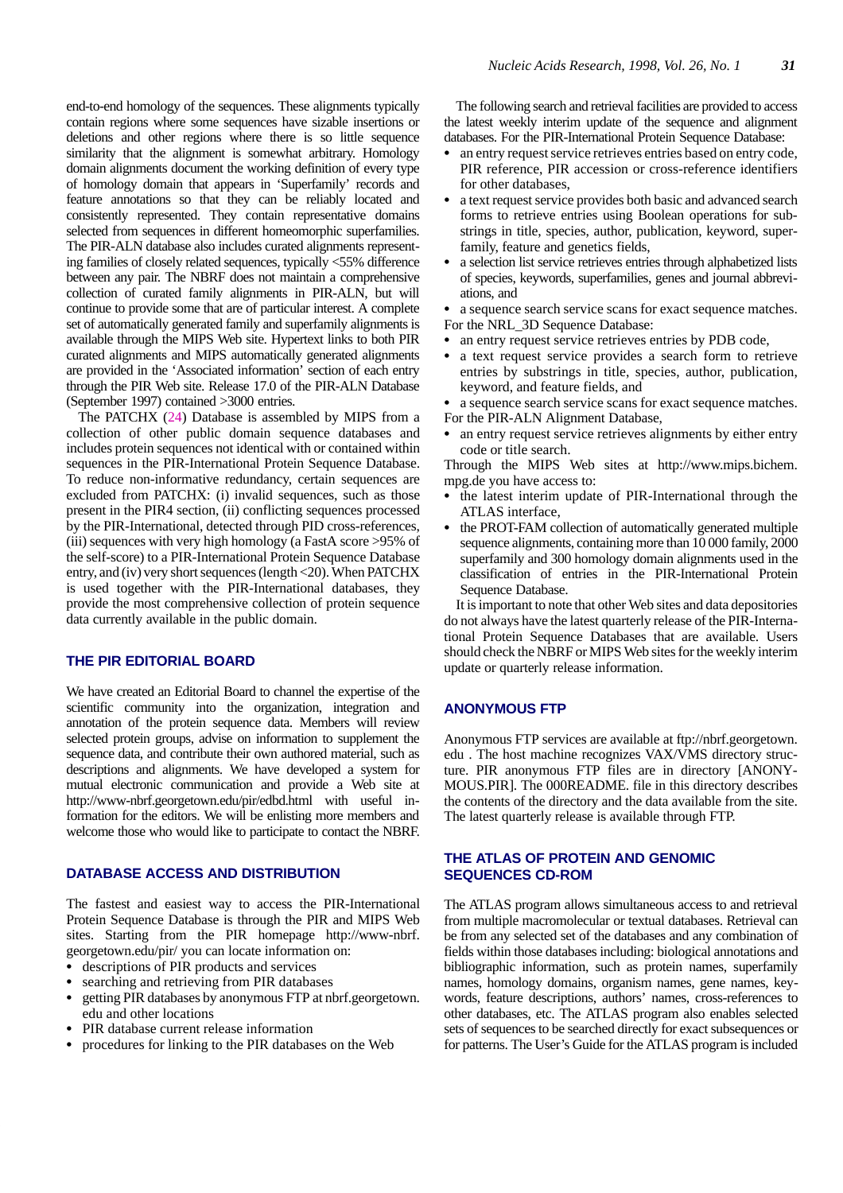end-to-end homology of the sequences. These alignments typically contain regions where some sequences have sizable insertions or deletions and other regions where there is so little sequence similarity that the alignment is somewhat arbitrary. Homology domain alignments document the working definition of every type of homology domain that appears in 'Superfamily' records and feature annotations so that they can be reliably located and consistently represented. They contain representative domains selected from sequences in different homeomorphic superfamilies. The PIR-ALN database also includes curated alignments representing families of closely related sequences, typically <55% difference between any pair. The NBRF does not maintain a comprehensive collection of curated family alignments in PIR-ALN, but will continue to provide some that are of particular interest. A complete set of automatically generated family and superfamily alignments is available through the MIPS Web site. Hypertext links to both PIR curated alignments and MIPS automatically generated alignments are provided in the 'Associated information' section of each entry through the PIR Web site. Release 17.0 of the PIR-ALN Database (September 1997) contained >3000 entries.

The PATCHX (24) Database is assembled by MIPS from a collection of other public domain sequence databases and includes protein sequences not identical with or contained within sequences in the PIR-International Protein Sequence Database. To reduce non-informative redundancy, certain sequences are excluded from PATCHX: (i) invalid sequences, such as those present in the PIR4 section, (ii) conflicting sequences processed by the PIR-International, detected through PID cross-references, (iii) sequences with very high homology (a FastA score >95% of the self-score) to a PIR-International Protein Sequence Database entry, and (iv) very short sequences (length <20). When PATCHX is used together with the PIR-International databases, they provide the most comprehensive collection of protein sequence data currently available in the public domain.

## THE PIR EDITORIAL BOARD

We have created an Editorial Board to channel the expertise of the scientific community into the organization, integration and annotation of the protein sequence data. Members will review selected protein groups, advise on information to supplement the sequence data, and contribute their own authored material, such as descriptions and alignments. We have developed a system for mutual electronic communication and provide a Web site at http://www-nbrf.georgetown.edu/pir/edbd.html with useful information for the editors. We will be enlisting more members and welcome those who would like to participate to contact the NBRF.

## DATABASE ACCESS AND DISTRIBUTION

The fastest and easiest way to access the PIR-International Protein Sequence Database is through the PIR and MIPS Web sites. Starting from the PIR homepage http://www-nbrf.georgetown.edu/pir/ you can locate information on:

- descriptions of PIR products and services
- searching and retrieving from PIR databases
- getting PIR databases by anonymous FTP at nbrf.georgetown.edu and other locations
- PIR database current release information
- procedures for linking to the PIR databases on the Web

The following search and retrieval facilities are provided to access the latest weekly interim update of the sequence and alignment databases. For the PIR-International Protein Sequence Database:

- an entry request service retrieves entries based on entry code, PIR reference, PIR accession or cross-reference identifiers for other databases,
- a text request service provides both basic and advanced search forms to retrieve entries using Boolean operations for substrings in title, species, author, publication, keyword, superfamily, feature and genetics fields,
- a selection list service retrieves entries through alphabetized lists of species, keywords, superfamilies, genes and journal abbreviations, and
- a sequence search service scans for exact sequence matches.

For the NRL_3D Sequence Database:

- an entry request service retrieves entries by PDB code,
- a text request service provides a search form to retrieve entries by substrings in title, species, author, publication, keyword, and feature fields, and
- a sequence search service scans for exact sequence matches.

For the PIR-ALN Alignment Database,

- an entry request service retrieves alignments by either entry code or title search.

Through the MIPS Web sites at http://www.mips.biochem.mpg.de you have access to:

- the latest interim update of PIR-International through the ATLAS interface,
- the PROT-FAM collection of automatically generated multiple sequence alignments, containing more than 10 000 family, 2000 superfamily and 300 homology domain alignments used in the classification of entries in the PIR-International Protein Sequence Database.

It is important to note that other Web sites and data depositories do not always have the latest quarterly release of the PIR-International Protein Sequence Databases that are available. Users should check the NBRF or MIPS Web sites for the weekly interim update or quarterly release information.

## ANONYMOUS FTP

Anonymous FTP services are available at ftp://nbrf.georgetown.edu . The host machine recognizes VAX/VMS directory structure. PIR anonymous FTP files are in directory [ANONYMOUS.PIR]. The 000README. file in this directory describes the contents of the directory and the data available from the site. The latest quarterly release is available through FTP.

## THE ATLAS OF PROTEIN AND GENOMIC SEQUENCES CD-ROM

The ATLAS program allows simultaneous access to and retrieval from multiple macromolecular or textual databases. Retrieval can be from any selected set of the databases and any combination of fields within those databases including: biological annotations and bibliographic information, such as protein names, superfamily names, homology domains, organism names, gene names, keywords, feature descriptions, authors' names, cross-references to other databases, etc. The ATLAS program also enables selected sets of sequences to be searched directly for exact subsequences or for patterns. The User's Guide for the ATLAS program is included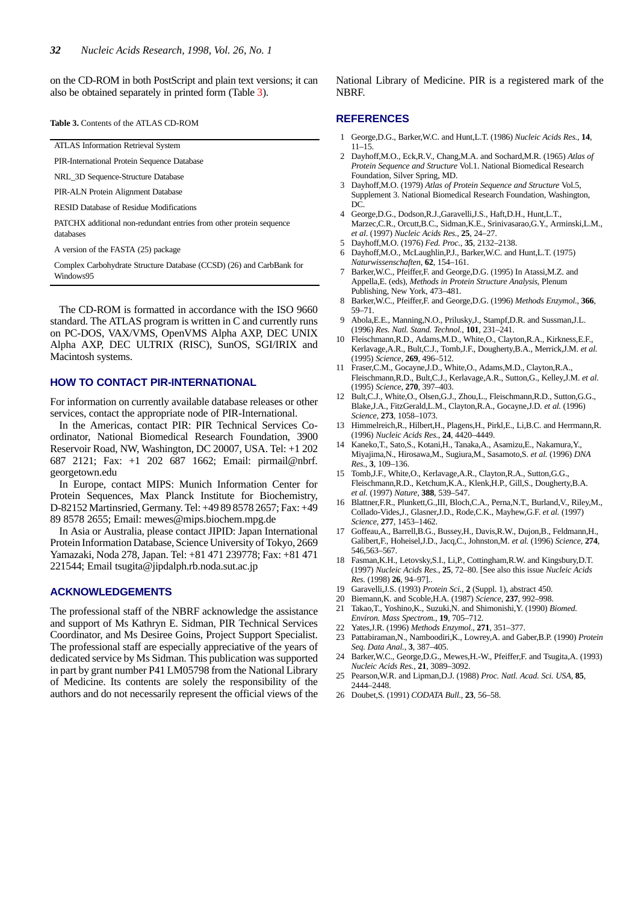on the CD-ROM in both PostScript and plain text versions; it can also be obtained separately in printed form (Table 3).

**Table 3.** Contents of the ATLAS CD-ROM

| |
|---|
| ATLAS Information Retrieval System |
| PIR-International Protein Sequence Database |
| NRL_3D Sequence-Structure Database |
| PIR-ALN Protein Alignment Database |
| RESID Database of Residue Modifications |
| PATCHX additional non-redundant entries from other protein sequence databases |
| A version of the FASTA (25) package |
| Complex Carbohydrate Structure Database (CCSD) (26) and CarbBank for Windows95 |

The CD-ROM is formatted in accordance with the ISO 9660 standard. The ATLAS program is written in C and currently runs on PC-DOS, VAX/VMS, OpenVMS Alpha AXP, DEC UNIX Alpha AXP, DEC ULTRIX (RISC), SunOS, SGI/IRIX and Macintosh systems.

## HOW TO CONTACT PIR-INTERNATIONAL

For information on currently available database releases or other services, contact the appropriate node of PIR-International.

In the Americas, contact PIR: PIR Technical Services Coordinator, National Biomedical Research Foundation, 3900 Reservoir Road, NW, Washington, DC 20007, USA. Tel: +1 202 687 2121; Fax: +1 202 687 1662; Email: pirmail@nbrf.georgetown.edu

In Europe, contact MIPS: Munich Information Center for Protein Sequences, Max Planck Institute for Biochemistry, D-82152 Martinsried, Germany. Tel: +49 89 8578 2657; Fax: +49 89 8578 2655; Email: mewes@mips.biochem.mpg.de

In Asia or Australia, please contact JIPID: Japan International Protein Information Database, Science University of Tokyo, 2669 Yamazaki, Noda 278, Japan. Tel: +81 471 239778; Fax: +81 471 221544; Email tsugita@jipdalph.rb.noda.sut.ac.jp

## ACKNOWLEDGEMENTS

The professional staff of the NBRF acknowledge the assistance and support of Ms Kathryn E. Sidman, PIR Technical Services Coordinator, and Ms Desiree Goins, Project Support Specialist. The professional staff are especially appreciative of the years of dedicated service by Ms Sidman. This publication was supported in part by grant number P41 LM05798 from the National Library of Medicine. Its contents are solely the responsibility of the authors and do not necessarily represent the official views of the National Library of Medicine. PIR is a registered mark of the NBRF.

## REFERENCES

1. George,D.G., Barker,W.C. and Hunt,L.T. (1986) *Nucleic Acids Res.*, **14**, 11–15.
2. Dayhoff,M.O., Eck,R.V., Chang,M.A. and Sochard,M.R. (1965) *Atlas of Protein Sequence and Structure* Vol.1. National Biomedical Research Foundation, Silver Spring, MD.
3. Dayhoff,M.O. (1979) *Atlas of Protein Sequence and Structure* Vol.5, Supplement 3. National Biomedical Research Foundation, Washington, DC.
4. George,D.G., Dodson,R.J.,Garavelli,J.S., Haft,D.H., Hunt,L.T., Marzec,C.R., Orcutt,B.C., Sidman,K.E., Srinivasarao,G.Y., Arminski,L.M., *et al*. (1997) *Nucleic Acids Res.*, **25**, 24–27.
5. Dayhoff,M.O. (1976) *Fed. Proc.*, **35**, 2132–2138.
6. Dayhoff,M.O., McLaughlin,P.J., Barker,W.C. and Hunt,L.T. (1975) *Naturwissenschaften*, **62**, 154–161.
7. Barker,W.C., Pfeiffer,F. and George,D.G. (1995) In Atassi,M.Z. and Appella,E. (eds), *Methods in Protein Structure Analysis*, Plenum Publishing, New York, 473–481.
8. Barker,W.C., Pfeiffer,F. and George,D.G. (1996) *Methods Enzymol.*, **366**, 59–71.
9. Abola,E.E., Manning,N.O., Prilusky,J., Stampf,D.R. and Sussman,J.L. (1996) *Res. Natl. Stand. Technol.*, **101**, 231–241.
10. Fleischmann,R.D., Adams,M.D., White,O., Clayton,R.A., Kirkness,E.F., Kerlavage,A.R., Bult,C.J., Tomb,J.F., Dougherty,B.A., Merrick,J.M. *et al.* (1995) *Science*, **269**, 496–512.
11. Fraser,C.M., Gocayne,J.D., White,O., Adams,M.D., Clayton,R.A., Fleischmann,R.D., Bult,C.J., Kerlavage,A.R., Sutton,G., Kelley,J.M. *et al*. (1995) *Science*, **270**, 397–403.
12. Bult,C.J., White,O., Olsen,G.J., Zhou,L., Fleischmann,R.D., Sutton,G.G., Blake,J.A., FitzGerald,L.M., Clayton,R.A., Gocayne,J.D. *et al.* (1996) *Science*, **273**, 1058–1073.
13. Himmelreich,R., Hilbert,H., Plagens,H., Pirkl,E., Li,B.C. and Herrmann,R. (1996) *Nucleic Acids Res.*, **24**, 4420–4449.
14. Kaneko,T., Sato,S., Kotani,H., Tanaka,A., Asamizu,E., Nakamura,Y., Miyajima,N., Hirosawa,M., Sugiura,M., Sasamoto,S. *et al.* (1996) *DNA Res.*, **3**, 109–136.
15. Tomb,J.F., White,O., Kerlavage,A.R., Clayton,R.A., Sutton,G.G., Fleischmann,R.D., Ketchum,K.A., Klenk,H.P., Gill,S., Dougherty,B.A. *et al.* (1997) *Nature*, **388**, 539–547.
16. Blattner,F.R., Plunkett,G.,III, Bloch,C.A., Perna,N.T., Burland,V., Riley,M., Collado-Vides,J., Glasner,J.D., Rode,C.K., Mayhew,G.F. *et al.* (1997) *Science*, **277**, 1453–1462.
17. Goffeau,A., Barrell,B.G., Bussey,H., Davis,R.W., Dujon,B., Feldmann,H., Galibert,F., Hoheisel,J.D., Jacq,C., Johnston,M. *et al.* (1996) *Science*, **274**, 546,563–567.
18. Fasman,K.H., Letovsky,S.I., Li,P., Cottingham,R.W. and Kingsbury,D.T. (1997) *Nucleic Acids Res.*, **25**, 72–80. [See also this issue *Nucleic Acids Res.* (1998) **26**, 94–97]..
19. Garavelli,J.S. (1993) *Protein Sci.*, **2** (Suppl. 1), abstract 450.
20. Biemann,K. and Scoble,H.A. (1987) *Science*, **237**, 992–998.
21. Takao,T., Yoshino,K., Suzuki,N. and Shimonishi,Y. (1990) *Biomed. Environ. Mass Spectrom.*, **19**, 705–712.
22. Yates,J.R. (1996) *Methods Enzymol*., **271**, 351–377.
23. Pattabiraman,N., Namboodiri,K., Lowrey,A. and Gaber,B.P. (1990) *Protein Seq. Data Anal.*, **3**, 387–405.
24. Barker,W.C., George,D.G., Mewes,H.-W., Pfeiffer,F. and Tsugita,A. (1993) *Nucleic Acids Res.*, **21**, 3089–3092.
25. Pearson,W.R. and Lipman,D.J. (1988) *Proc. Natl. Acad. Sci. USA*, **85**, 2444–2448.
26. Doubet,S. (1991) *CODATA Bull.*, **23**, 56–58.